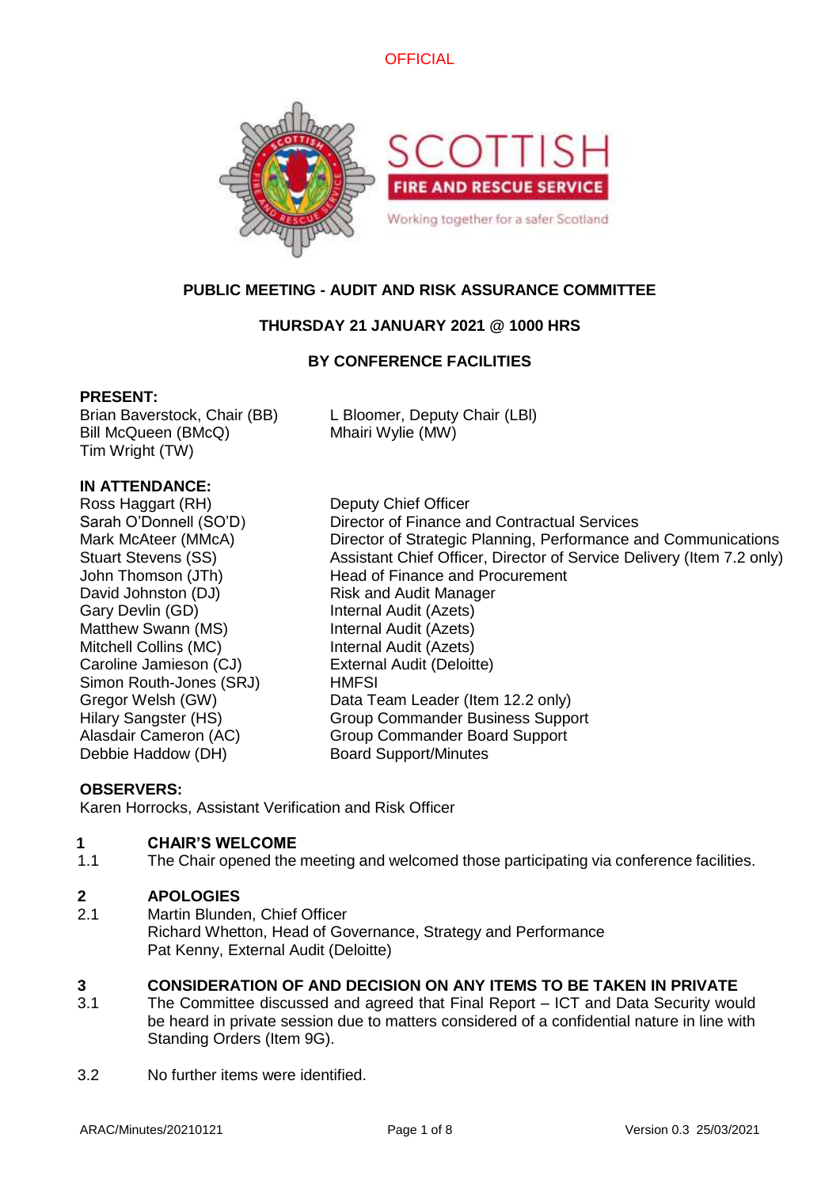OFFICIAL

# PUBLIC MEETING - AUDIT AND RISK ASSURANCE COMMITTEE

**THURSDAY 21 JANUARY 2021 @ 1000 HRS**

**BY CONFERENCE FACILITIES**

**PRESENT:**

Brian Baverstock, Chair (BB)
L Bloomer, Deputy Chair (LBl)
Bill McQueen (BMcQ)
Mhairi Wylie (MW)
Tim Wright (TW)

**IN ATTENDANCE:**

| | |
|---|---|
| Ross Haggart (RH) | Deputy Chief Officer |
| Sarah O'Donnell (SO'D) | Director of Finance and Contractual Services |
| Mark McAteer (MMcA) | Director of Strategic Planning, Performance and Communications |
| Stuart Stevens (SS) | Assistant Chief Officer, Director of Service Delivery (Item 7.2 only) |
| John Thomson (JTh) | Head of Finance and Procurement |
| David Johnston (DJ) | Risk and Audit Manager |
| Gary Devlin (GD) | Internal Audit (Azets) |
| Matthew Swann (MS) | Internal Audit (Azets) |
| Mitchell Collins (MC) | Internal Audit (Azets) |
| Caroline Jamieson (CJ) | External Audit (Deloitte) |
| Simon Routh-Jones (SRJ) | HMFSI |
| Gregor Welsh (GW) | Data Team Leader (Item 12.2 only) |
| Hilary Sangster (HS) | Group Commander Business Support |
| Alasdair Cameron (AC) | Group Commander Board Support |
| Debbie Haddow (DH) | Board Support/Minutes |

**OBSERVERS:**

Karen Horrocks, Assistant Verification and Risk Officer

## 1 CHAIR'S WELCOME

1.1 The Chair opened the meeting and welcomed those participating via conference facilities.

## 2 APOLOGIES

2.1 Martin Blunden, Chief Officer
Richard Whetton, Head of Governance, Strategy and Performance
Pat Kenny, External Audit (Deloitte)

## 3 CONSIDERATION OF AND DECISION ON ANY ITEMS TO BE TAKEN IN PRIVATE

3.1 The Committee discussed and agreed that Final Report – ICT and Data Security would be heard in private session due to matters considered of a confidential nature in line with Standing Orders (Item 9G).

3.2 No further items were identified.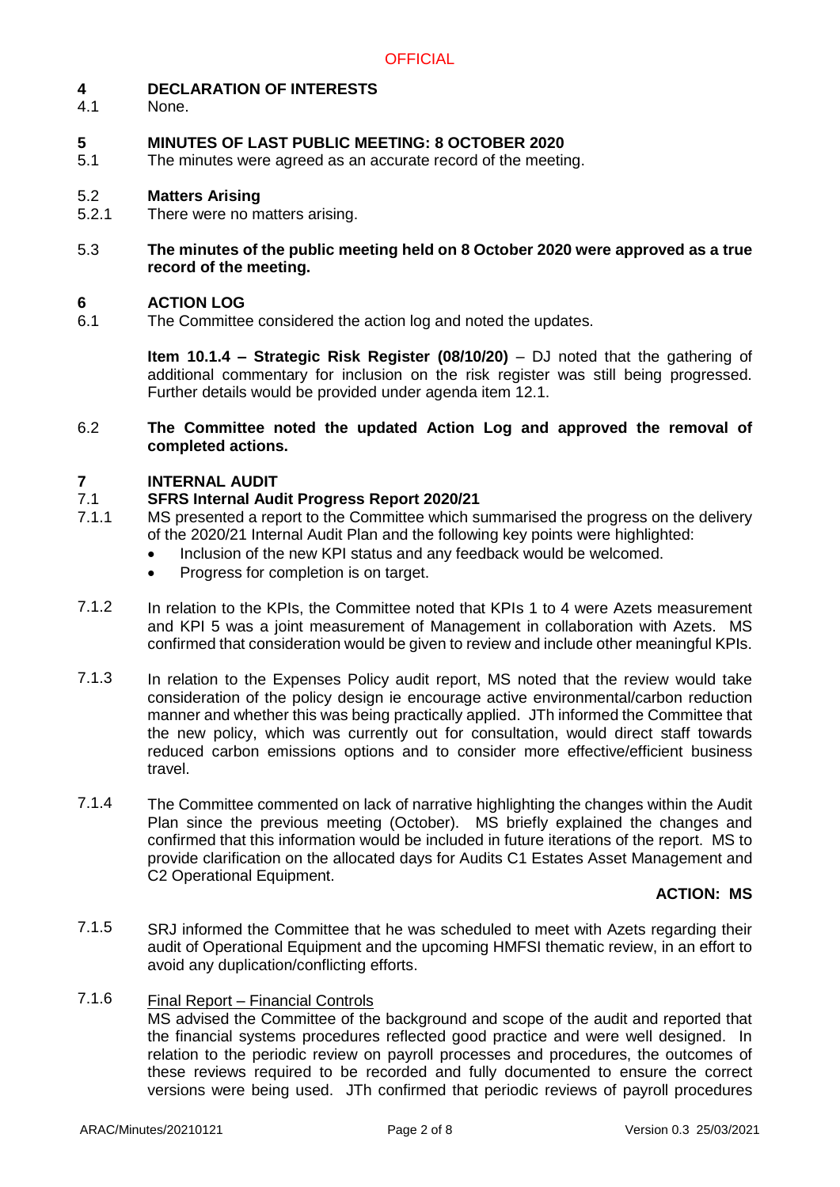OFFICIAL

## 4 DECLARATION OF INTERESTS

4.1 None.

## 5 MINUTES OF LAST PUBLIC MEETING: 8 OCTOBER 2020

5.1 The minutes were agreed as an accurate record of the meeting.

### 5.2 Matters Arising

5.2.1 There were no matters arising.

5.3 **The minutes of the public meeting held on 8 October 2020 were approved as a true record of the meeting.**

## 6 ACTION LOG

6.1 The Committee considered the action log and noted the updates.

**Item 10.1.4 – Strategic Risk Register (08/10/20)** – DJ noted that the gathering of additional commentary for inclusion on the risk register was still being progressed. Further details would be provided under agenda item 12.1.

6.2 **The Committee noted the updated Action Log and approved the removal of completed actions.**

## 7 INTERNAL AUDIT

### 7.1 SFRS Internal Audit Progress Report 2020/21

7.1.1 MS presented a report to the Committee which summarised the progress on the delivery of the 2020/21 Internal Audit Plan and the following key points were highlighted:

- Inclusion of the new KPI status and any feedback would be welcomed.
- Progress for completion is on target.

7.1.2 In relation to the KPIs, the Committee noted that KPIs 1 to 4 were Azets measurement and KPI 5 was a joint measurement of Management in collaboration with Azets. MS confirmed that consideration would be given to review and include other meaningful KPIs.

7.1.3 In relation to the Expenses Policy audit report, MS noted that the review would take consideration of the policy design ie encourage active environmental/carbon reduction manner and whether this was being practically applied. JTh informed the Committee that the new policy, which was currently out for consultation, would direct staff towards reduced carbon emissions options and to consider more effective/efficient business travel.

7.1.4 The Committee commented on lack of narrative highlighting the changes within the Audit Plan since the previous meeting (October). MS briefly explained the changes and confirmed that this information would be included in future iterations of the report. MS to provide clarification on the allocated days for Audits C1 Estates Asset Management and C2 Operational Equipment.

**ACTION: MS**

7.1.5 SRJ informed the Committee that he was scheduled to meet with Azets regarding their audit of Operational Equipment and the upcoming HMFSI thematic review, in an effort to avoid any duplication/conflicting efforts.

7.1.6 Final Report – Financial Controls

MS advised the Committee of the background and scope of the audit and reported that the financial systems procedures reflected good practice and were well designed. In relation to the periodic review on payroll processes and procedures, the outcomes of these reviews required to be recorded and fully documented to ensure the correct versions were being used. JTh confirmed that periodic reviews of payroll procedures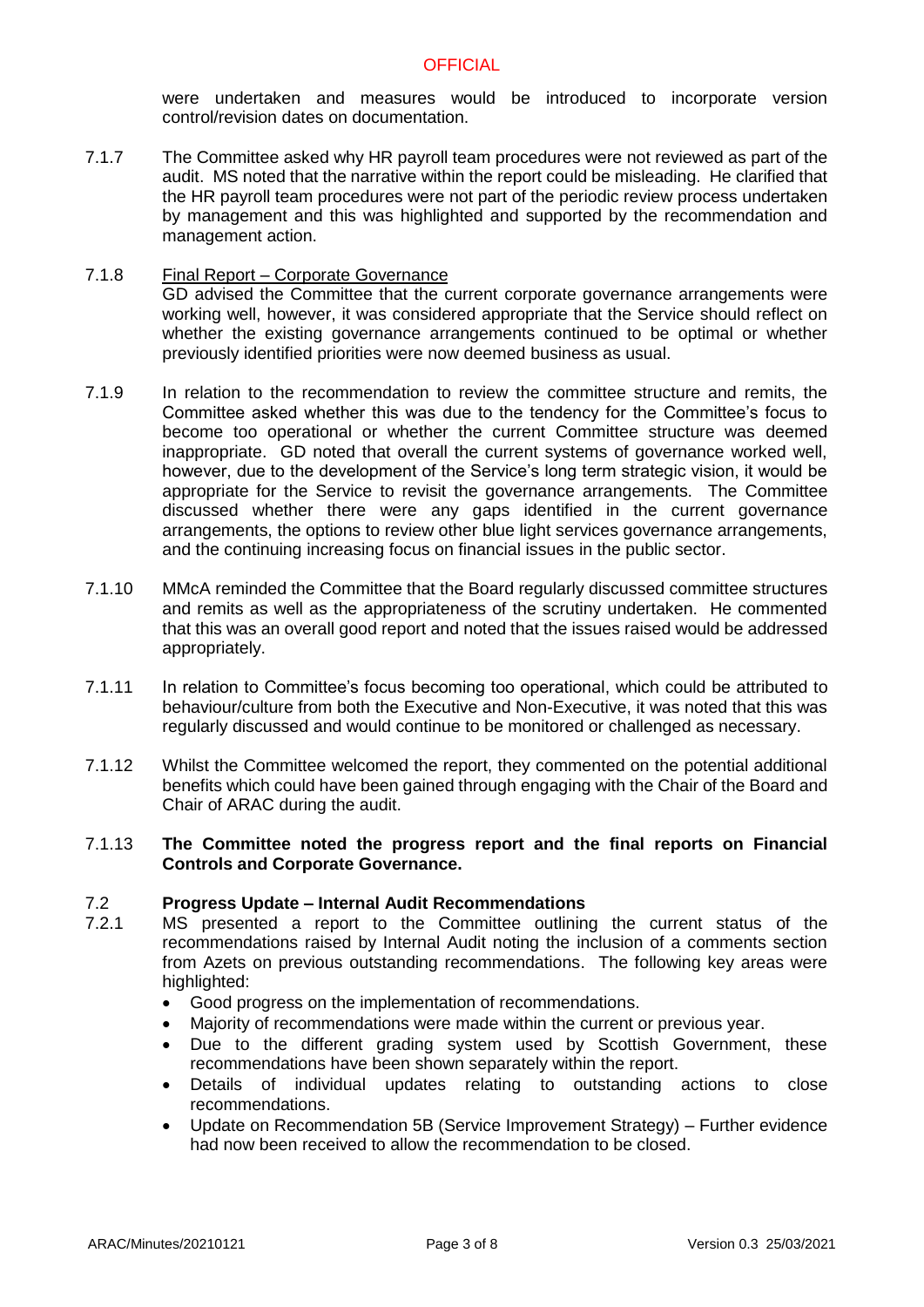were undertaken and measures would be introduced to incorporate version control/revision dates on documentation.

7.1.7 The Committee asked why HR payroll team procedures were not reviewed as part of the audit. MS noted that the narrative within the report could be misleading. He clarified that the HR payroll team procedures were not part of the periodic review process undertaken by management and this was highlighted and supported by the recommendation and management action.

7.1.8 Final Report – Corporate Governance

GD advised the Committee that the current corporate governance arrangements were working well, however, it was considered appropriate that the Service should reflect on whether the existing governance arrangements continued to be optimal or whether previously identified priorities were now deemed business as usual.

7.1.9 In relation to the recommendation to review the committee structure and remits, the Committee asked whether this was due to the tendency for the Committee's focus to become too operational or whether the current Committee structure was deemed inappropriate. GD noted that overall the current systems of governance worked well, however, due to the development of the Service's long term strategic vision, it would be appropriate for the Service to revisit the governance arrangements. The Committee discussed whether there were any gaps identified in the current governance arrangements, the options to review other blue light services governance arrangements, and the continuing increasing focus on financial issues in the public sector.

7.1.10 MMcA reminded the Committee that the Board regularly discussed committee structures and remits as well as the appropriateness of the scrutiny undertaken. He commented that this was an overall good report and noted that the issues raised would be addressed appropriately.

7.1.11 In relation to Committee's focus becoming too operational, which could be attributed to behaviour/culture from both the Executive and Non-Executive, it was noted that this was regularly discussed and would continue to be monitored or challenged as necessary.

7.1.12 Whilst the Committee welcomed the report, they commented on the potential additional benefits which could have been gained through engaging with the Chair of the Board and Chair of ARAC during the audit.

7.1.13 **The Committee noted the progress report and the final reports on Financial Controls and Corporate Governance.**

7.2 **Progress Update – Internal Audit Recommendations**

7.2.1 MS presented a report to the Committee outlining the current status of the recommendations raised by Internal Audit noting the inclusion of a comments section from Azets on previous outstanding recommendations. The following key areas were highlighted:

- Good progress on the implementation of recommendations.
- Majority of recommendations were made within the current or previous year.
- Due to the different grading system used by Scottish Government, these recommendations have been shown separately within the report.
- Details of individual updates relating to outstanding actions to close recommendations.
- Update on Recommendation 5B (Service Improvement Strategy) – Further evidence had now been received to allow the recommendation to be closed.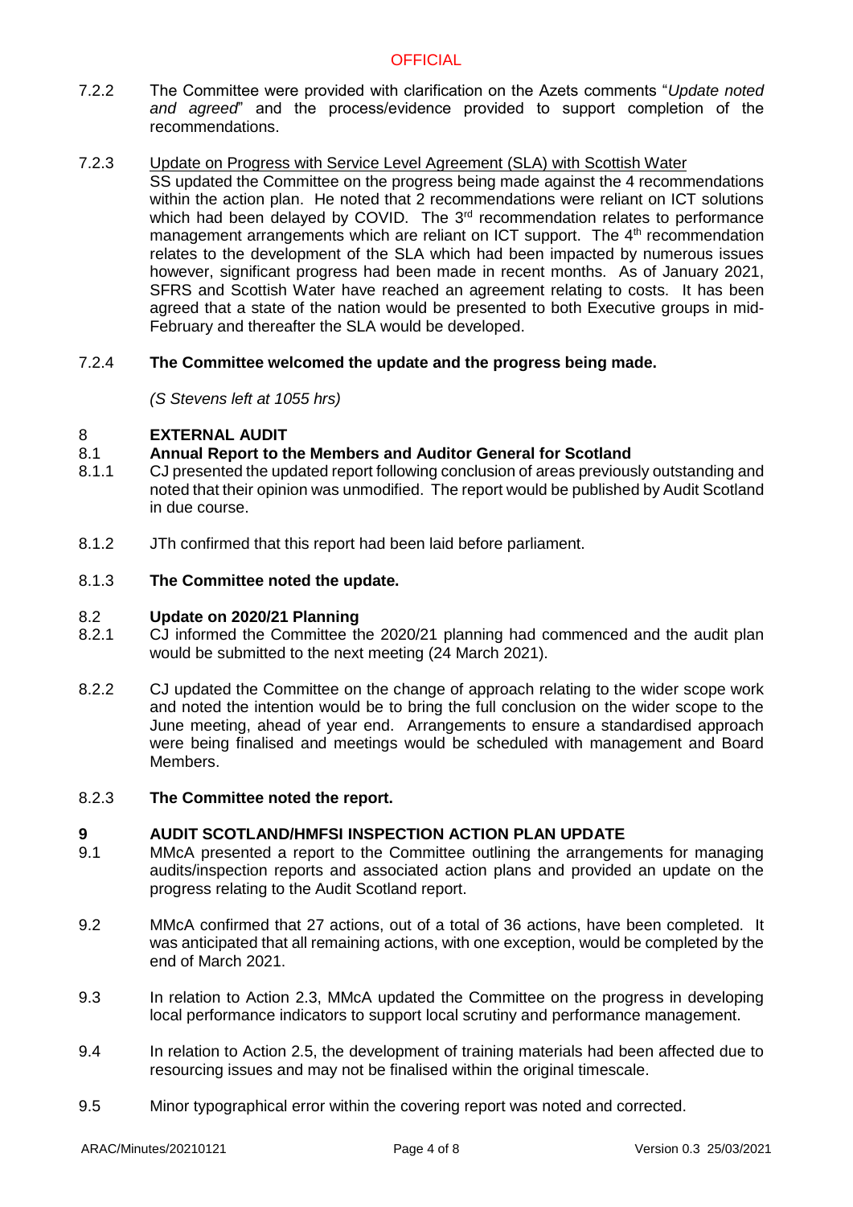7.2.2 The Committee were provided with clarification on the Azets comments "*Update noted and agreed*" and the process/evidence provided to support completion of the recommendations.

7.2.3 Update on Progress with Service Level Agreement (SLA) with Scottish Water
SS updated the Committee on the progress being made against the 4 recommendations within the action plan. He noted that 2 recommendations were reliant on ICT solutions which had been delayed by COVID. The 3rd recommendation relates to performance management arrangements which are reliant on ICT support. The 4th recommendation relates to the development of the SLA which had been impacted by numerous issues however, significant progress had been made in recent months. As of January 2021, SFRS and Scottish Water have reached an agreement relating to costs. It has been agreed that a state of the nation would be presented to both Executive groups in mid-February and thereafter the SLA would be developed.

7.2.4 **The Committee welcomed the update and the progress being made.**

*(S Stevens left at 1055 hrs)*

## 8 EXTERNAL AUDIT

### 8.1 Annual Report to the Members and Auditor General for Scotland

8.1.1 CJ presented the updated report following conclusion of areas previously outstanding and noted that their opinion was unmodified. The report would be published by Audit Scotland in due course.

8.1.2 JTh confirmed that this report had been laid before parliament.

8.1.3 **The Committee noted the update.**

### 8.2 Update on 2020/21 Planning

8.2.1 CJ informed the Committee the 2020/21 planning had commenced and the audit plan would be submitted to the next meeting (24 March 2021).

8.2.2 CJ updated the Committee on the change of approach relating to the wider scope work and noted the intention would be to bring the full conclusion on the wider scope to the June meeting, ahead of year end. Arrangements to ensure a standardised approach were being finalised and meetings would be scheduled with management and Board Members.

8.2.3 **The Committee noted the report.**

## 9 AUDIT SCOTLAND/HMFSI INSPECTION ACTION PLAN UPDATE

9.1 MMcA presented a report to the Committee outlining the arrangements for managing audits/inspection reports and associated action plans and provided an update on the progress relating to the Audit Scotland report.

9.2 MMcA confirmed that 27 actions, out of a total of 36 actions, have been completed. It was anticipated that all remaining actions, with one exception, would be completed by the end of March 2021.

9.3 In relation to Action 2.3, MMcA updated the Committee on the progress in developing local performance indicators to support local scrutiny and performance management.

9.4 In relation to Action 2.5, the development of training materials had been affected due to resourcing issues and may not be finalised within the original timescale.

9.5 Minor typographical error within the covering report was noted and corrected.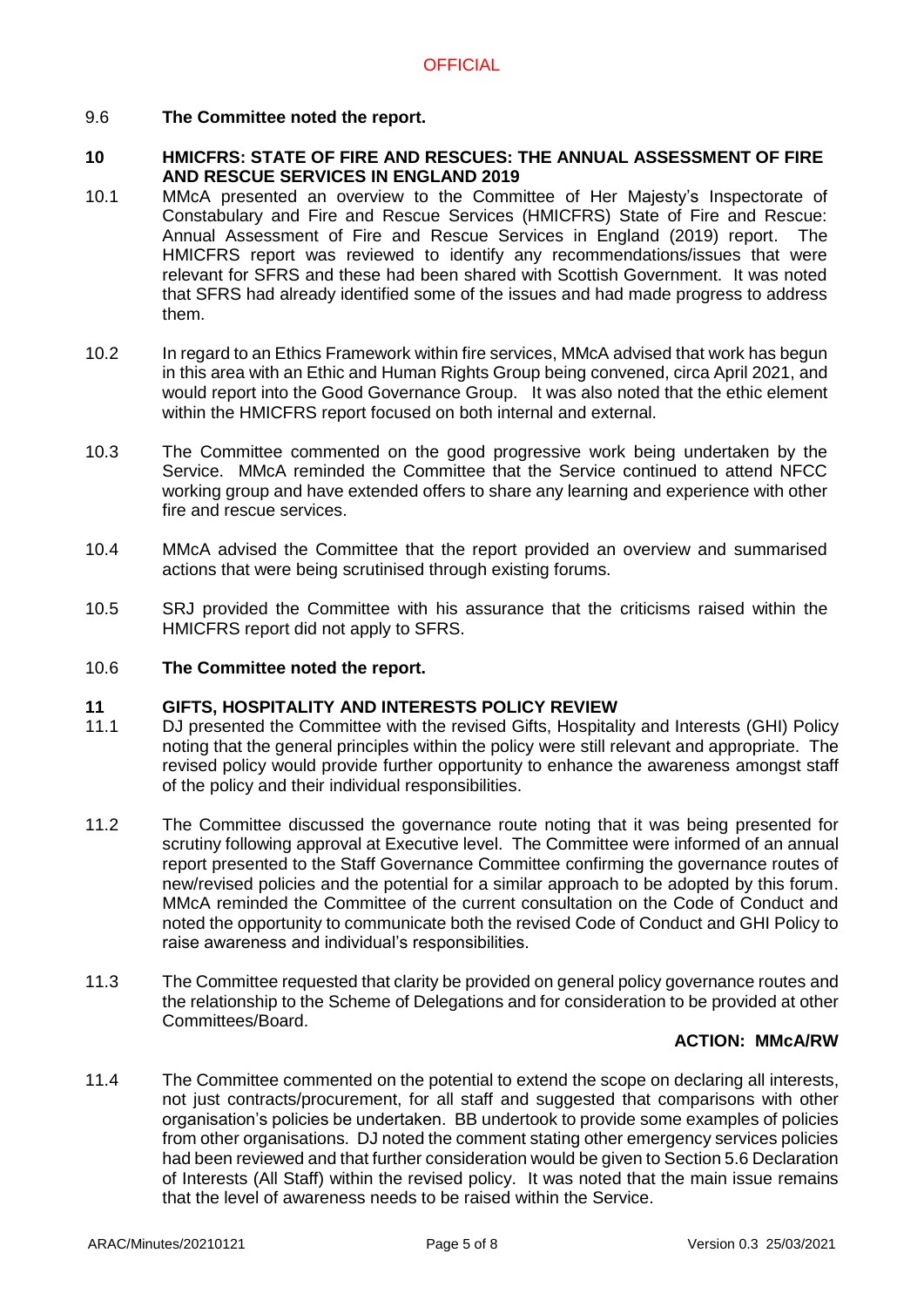9.6 **The Committee noted the report.**

## 10 HMICFRS: STATE OF FIRE AND RESCUES: THE ANNUAL ASSESSMENT OF FIRE AND RESCUE SERVICES IN ENGLAND 2019

10.1 MMcA presented an overview to the Committee of Her Majesty's Inspectorate of Constabulary and Fire and Rescue Services (HMICFRS) State of Fire and Rescue: Annual Assessment of Fire and Rescue Services in England (2019) report. The HMICFRS report was reviewed to identify any recommendations/issues that were relevant for SFRS and these had been shared with Scottish Government. It was noted that SFRS had already identified some of the issues and had made progress to address them.

10.2 In regard to an Ethics Framework within fire services, MMcA advised that work has begun in this area with an Ethic and Human Rights Group being convened, circa April 2021, and would report into the Good Governance Group. It was also noted that the ethic element within the HMICFRS report focused on both internal and external.

10.3 The Committee commented on the good progressive work being undertaken by the Service. MMcA reminded the Committee that the Service continued to attend NFCC working group and have extended offers to share any learning and experience with other fire and rescue services.

10.4 MMcA advised the Committee that the report provided an overview and summarised actions that were being scrutinised through existing forums.

10.5 SRJ provided the Committee with his assurance that the criticisms raised within the HMICFRS report did not apply to SFRS.

10.6 **The Committee noted the report.**

## 11 GIFTS, HOSPITALITY AND INTERESTS POLICY REVIEW

11.1 DJ presented the Committee with the revised Gifts, Hospitality and Interests (GHI) Policy noting that the general principles within the policy were still relevant and appropriate. The revised policy would provide further opportunity to enhance the awareness amongst staff of the policy and their individual responsibilities.

11.2 The Committee discussed the governance route noting that it was being presented for scrutiny following approval at Executive level. The Committee were informed of an annual report presented to the Staff Governance Committee confirming the governance routes of new/revised policies and the potential for a similar approach to be adopted by this forum. MMcA reminded the Committee of the current consultation on the Code of Conduct and noted the opportunity to communicate both the revised Code of Conduct and GHI Policy to raise awareness and individual's responsibilities.

11.3 The Committee requested that clarity be provided on general policy governance routes and the relationship to the Scheme of Delegations and for consideration to be provided at other Committees/Board.

**ACTION: MMcA/RW**

11.4 The Committee commented on the potential to extend the scope on declaring all interests, not just contracts/procurement, for all staff and suggested that comparisons with other organisation's policies be undertaken. BB undertook to provide some examples of policies from other organisations. DJ noted the comment stating other emergency services policies had been reviewed and that further consideration would be given to Section 5.6 Declaration of Interests (All Staff) within the revised policy. It was noted that the main issue remains that the level of awareness needs to be raised within the Service.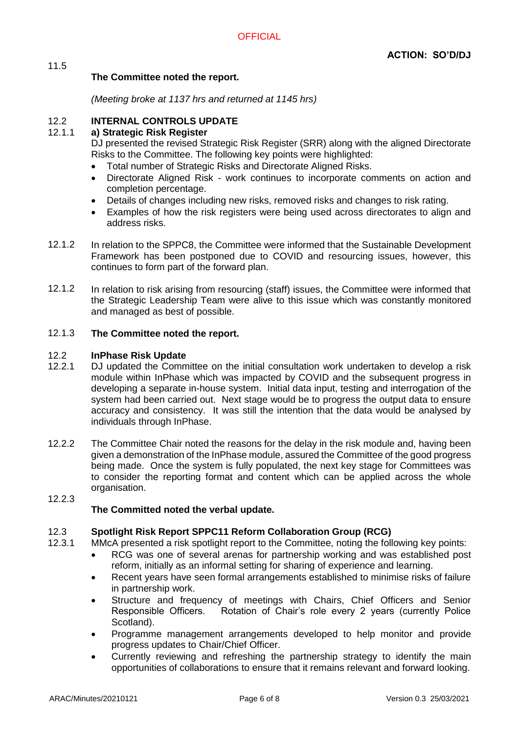OFFICIAL

**ACTION: SO'D/DJ**

11.5 **The Committee noted the report.**

*(Meeting broke at 1137 hrs and returned at 1145 hrs)*

12.2 **INTERNAL CONTROLS UPDATE**

12.1.1 **a) Strategic Risk Register**

DJ presented the revised Strategic Risk Register (SRR) along with the aligned Directorate Risks to the Committee. The following key points were highlighted:

- Total number of Strategic Risks and Directorate Aligned Risks.
- Directorate Aligned Risk - work continues to incorporate comments on action and completion percentage.
- Details of changes including new risks, removed risks and changes to risk rating.
- Examples of how the risk registers were being used across directorates to align and address risks.

12.1.2 In relation to the SPPC8, the Committee were informed that the Sustainable Development Framework has been postponed due to COVID and resourcing issues, however, this continues to form part of the forward plan.

12.1.2 In relation to risk arising from resourcing (staff) issues, the Committee were informed that the Strategic Leadership Team were alive to this issue which was constantly monitored and managed as best of possible.

12.1.3 **The Committee noted the report.**

12.2 **InPhase Risk Update**

12.2.1 DJ updated the Committee on the initial consultation work undertaken to develop a risk module within InPhase which was impacted by COVID and the subsequent progress in developing a separate in-house system. Initial data input, testing and interrogation of the system had been carried out. Next stage would be to progress the output data to ensure accuracy and consistency. It was still the intention that the data would be analysed by individuals through InPhase.

12.2.2 The Committee Chair noted the reasons for the delay in the risk module and, having been given a demonstration of the InPhase module, assured the Committee of the good progress being made. Once the system is fully populated, the next key stage for Committees was to consider the reporting format and content which can be applied across the whole organisation.

12.2.3 **The Committed noted the verbal update.**

12.3 **Spotlight Risk Report SPPC11 Reform Collaboration Group (RCG)**

12.3.1 MMcA presented a risk spotlight report to the Committee, noting the following key points:

- RCG was one of several arenas for partnership working and was established post reform, initially as an informal setting for sharing of experience and learning.
- Recent years have seen formal arrangements established to minimise risks of failure in partnership work.
- Structure and frequency of meetings with Chairs, Chief Officers and Senior Responsible Officers. Rotation of Chair's role every 2 years (currently Police Scotland).
- Programme management arrangements developed to help monitor and provide progress updates to Chair/Chief Officer.
- Currently reviewing and refreshing the partnership strategy to identify the main opportunities of collaborations to ensure that it remains relevant and forward looking.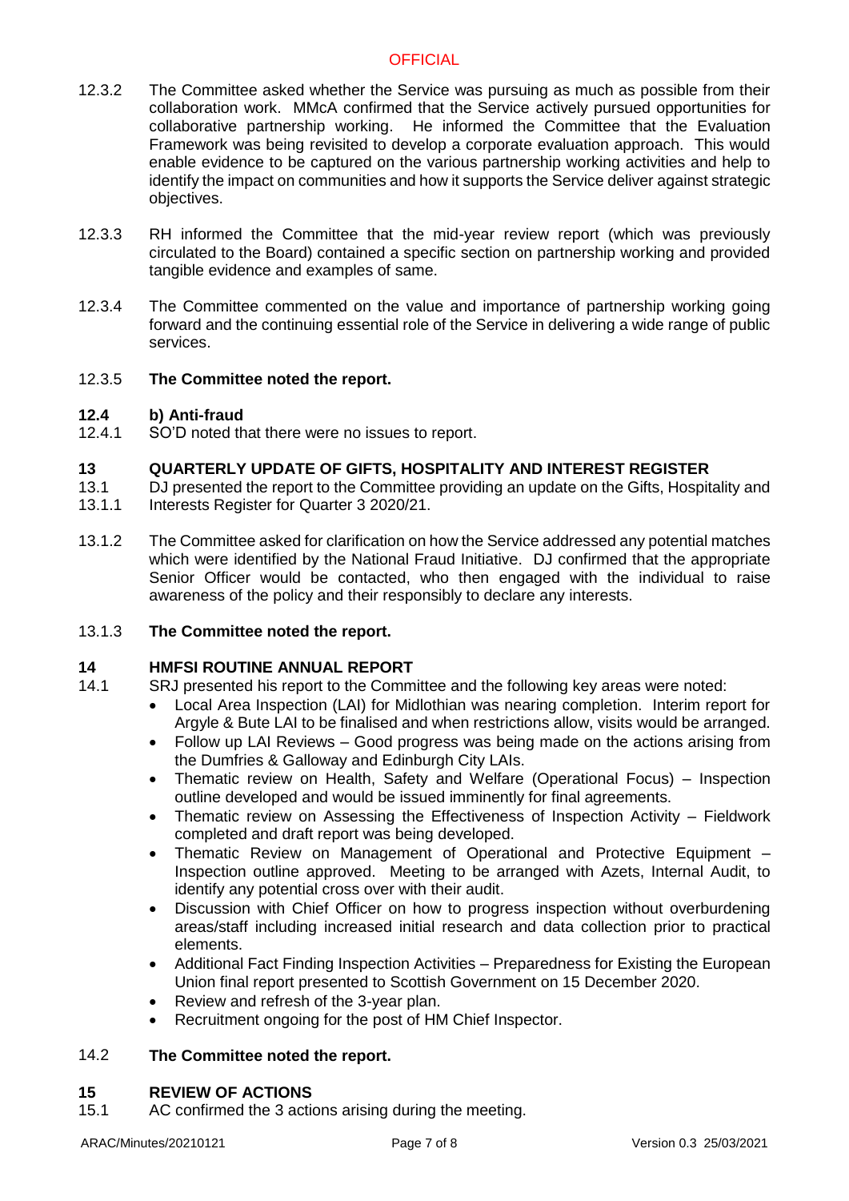12.3.2 The Committee asked whether the Service was pursuing as much as possible from their collaboration work. MMcA confirmed that the Service actively pursued opportunities for collaborative partnership working. He informed the Committee that the Evaluation Framework was being revisited to develop a corporate evaluation approach. This would enable evidence to be captured on the various partnership working activities and help to identify the impact on communities and how it supports the Service deliver against strategic objectives.

12.3.3 RH informed the Committee that the mid-year review report (which was previously circulated to the Board) contained a specific section on partnership working and provided tangible evidence and examples of same.

12.3.4 The Committee commented on the value and importance of partnership working going forward and the continuing essential role of the Service in delivering a wide range of public services.

12.3.5 **The Committee noted the report.**

**12.4 b) Anti-fraud**

12.4.1 SO'D noted that there were no issues to report.

**13 QUARTERLY UPDATE OF GIFTS, HOSPITALITY AND INTEREST REGISTER**

13.1
13.1.1 DJ presented the report to the Committee providing an update on the Gifts, Hospitality and Interests Register for Quarter 3 2020/21.

13.1.2 The Committee asked for clarification on how the Service addressed any potential matches which were identified by the National Fraud Initiative. DJ confirmed that the appropriate Senior Officer would be contacted, who then engaged with the individual to raise awareness of the policy and their responsibly to declare any interests.

13.1.3 **The Committee noted the report.**

**14 HMFSI ROUTINE ANNUAL REPORT**

14.1 SRJ presented his report to the Committee and the following key areas were noted:

- Local Area Inspection (LAI) for Midlothian was nearing completion. Interim report for Argyle & Bute LAI to be finalised and when restrictions allow, visits would be arranged.
- Follow up LAI Reviews – Good progress was being made on the actions arising from the Dumfries & Galloway and Edinburgh City LAIs.
- Thematic review on Health, Safety and Welfare (Operational Focus) – Inspection outline developed and would be issued imminently for final agreements.
- Thematic review on Assessing the Effectiveness of Inspection Activity – Fieldwork completed and draft report was being developed.
- Thematic Review on Management of Operational and Protective Equipment – Inspection outline approved. Meeting to be arranged with Azets, Internal Audit, to identify any potential cross over with their audit.
- Discussion with Chief Officer on how to progress inspection without overburdening areas/staff including increased initial research and data collection prior to practical elements.
- Additional Fact Finding Inspection Activities – Preparedness for Existing the European Union final report presented to Scottish Government on 15 December 2020.
- Review and refresh of the 3-year plan.
- Recruitment ongoing for the post of HM Chief Inspector.

14.2 **The Committee noted the report.**

**15 REVIEW OF ACTIONS**

15.1 AC confirmed the 3 actions arising during the meeting.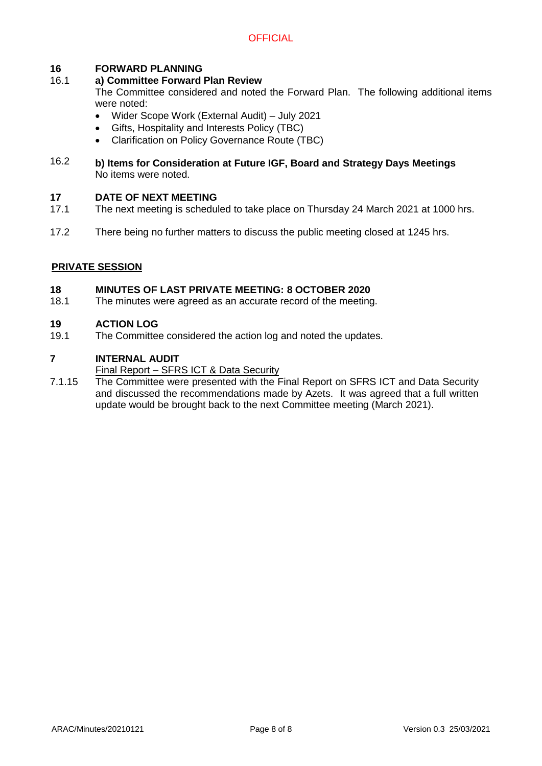## 16 FORWARD PLANNING

16.1 **a) Committee Forward Plan Review**

The Committee considered and noted the Forward Plan. The following additional items were noted:

- Wider Scope Work (External Audit) – July 2021
- Gifts, Hospitality and Interests Policy (TBC)
- Clarification on Policy Governance Route (TBC)

16.2 **b) Items for Consideration at Future IGF, Board and Strategy Days Meetings**

No items were noted.

## 17 DATE OF NEXT MEETING

17.1 The next meeting is scheduled to take place on Thursday 24 March 2021 at 1000 hrs.

17.2 There being no further matters to discuss the public meeting closed at 1245 hrs.

## PRIVATE SESSION

## 18 MINUTES OF LAST PRIVATE MEETING: 8 OCTOBER 2020

18.1 The minutes were agreed as an accurate record of the meeting.

## 19 ACTION LOG

19.1 The Committee considered the action log and noted the updates.

## 7 INTERNAL AUDIT

Final Report – SFRS ICT & Data Security

7.1.15 The Committee were presented with the Final Report on SFRS ICT and Data Security and discussed the recommendations made by Azets. It was agreed that a full written update would be brought back to the next Committee meeting (March 2021).